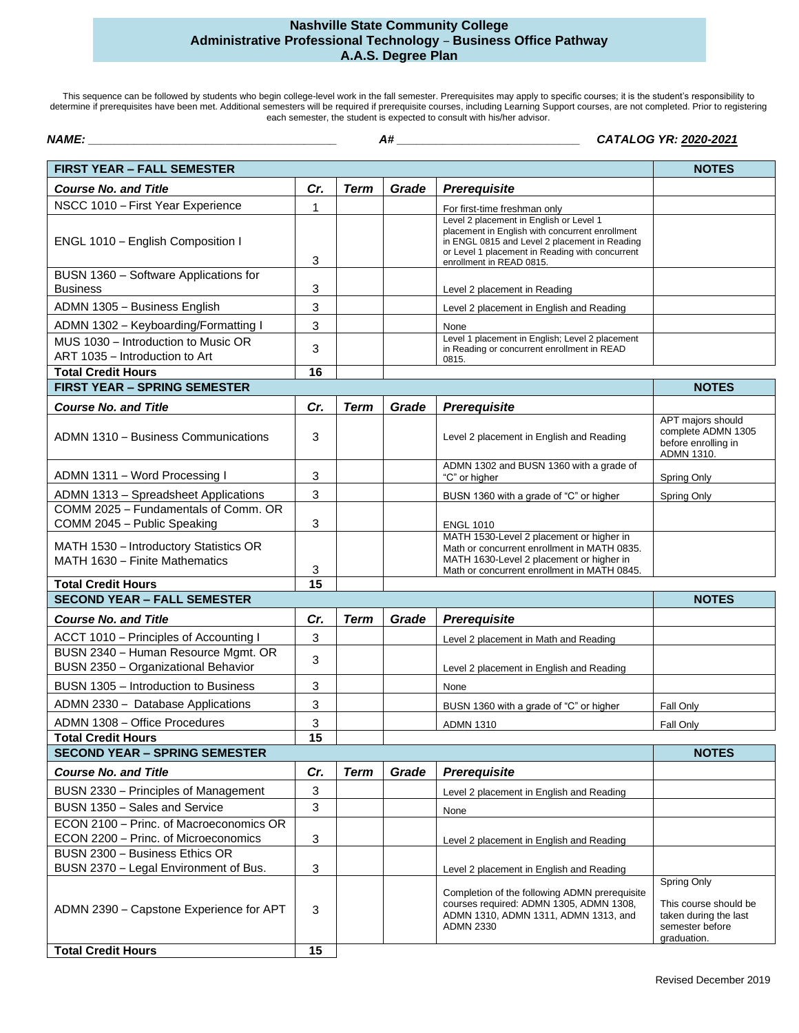# Nashville State Community College
## Administrative Professional Technology – Business Office Pathway
## A.A.S. Degree Plan

This sequence can be followed by students who begin college-level work in the fall semester. Prerequisites may apply to specific courses; it is the student's responsibility to determine if prerequisites have been met. Additional semesters will be required if prerequisite courses, including Learning Support courses, are not completed. Prior to registering each semester, the student is expected to consult with his/her advisor.

***NAME:*** ______________________________ ***A#*** ______________________ ***CATALOG YR:*** ***2020-2021***

| **FIRST YEAR – FALL SEMESTER** | | | | | **NOTES** |
|---|---|---|---|---|---|
| ***Course No. and Title*** | ***Cr.*** | ***Term*** | ***Grade*** | ***Prerequisite*** | |
| NSCC 1010 – First Year Experience | 1 | | | For first-time freshman only | |
| ENGL 1010 – English Composition I | 3 | | | Level 2 placement in English or Level 1 placement in English with concurrent enrollment in ENGL 0815 and Level 2 placement in Reading or Level 1 placement in Reading with concurrent enrollment in READ 0815. | |
| BUSN 1360 – Software Applications for Business | 3 | | | Level 2 placement in Reading | |
| ADMN 1305 – Business English | 3 | | | Level 2 placement in English and Reading | |
| ADMN 1302 – Keyboarding/Formatting I | 3 | | | None | |
| MUS 1030 – Introduction to Music OR ART 1035 – Introduction to Art | 3 | | | Level 1 placement in English; Level 2 placement in Reading or concurrent enrollment in READ 0815. | |
| **Total Credit Hours** | **16** | | | | |

| **FIRST YEAR – SPRING SEMESTER** | | | | | **NOTES** |
|---|---|---|---|---|---|
| ***Course No. and Title*** | ***Cr.*** | ***Term*** | ***Grade*** | ***Prerequisite*** | |
| ADMN 1310 – Business Communications | 3 | | | Level 2 placement in English and Reading | APT majors should complete ADMN 1305 before enrolling in ADMN 1310. |
| ADMN 1311 – Word Processing I | 3 | | | ADMN 1302 and BUSN 1360 with a grade of "C" or higher | Spring Only |
| ADMN 1313 – Spreadsheet Applications | 3 | | | BUSN 1360 with a grade of "C" or higher | Spring Only |
| COMM 2025 – Fundamentals of Comm. OR COMM 2045 – Public Speaking | 3 | | | ENGL 1010 | |
| MATH 1530 – Introductory Statistics OR MATH 1630 – Finite Mathematics | 3 | | | MATH 1530-Level 2 placement or higher in Math or concurrent enrollment in MATH 0835. MATH 1630-Level 2 placement or higher in Math or concurrent enrollment in MATH 0845. | |
| **Total Credit Hours** | **15** | | | | |

| **SECOND YEAR – FALL SEMESTER** | | | | | **NOTES** |
|---|---|---|---|---|---|
| ***Course No. and Title*** | ***Cr.*** | ***Term*** | ***Grade*** | ***Prerequisite*** | |
| ACCT 1010 – Principles of Accounting I | 3 | | | Level 2 placement in Math and Reading | |
| BUSN 2340 – Human Resource Mgmt. OR BUSN 2350 – Organizational Behavior | 3 | | | Level 2 placement in English and Reading | |
| BUSN 1305 – Introduction to Business | 3 | | | None | |
| ADMN 2330 – Database Applications | 3 | | | BUSN 1360 with a grade of "C" or higher | Fall Only |
| ADMN 1308 – Office Procedures | 3 | | | ADMN 1310 | Fall Only |
| **Total Credit Hours** | **15** | | | | |

| **SECOND YEAR – SPRING SEMESTER** | | | | | **NOTES** |
|---|---|---|---|---|---|
| ***Course No. and Title*** | ***Cr.*** | ***Term*** | ***Grade*** | ***Prerequisite*** | |
| BUSN 2330 – Principles of Management | 3 | | | Level 2 placement in English and Reading | |
| BUSN 1350 – Sales and Service | 3 | | | None | |
| ECON 2100 – Princ. of Macroeconomics OR ECON 2200 – Princ. of Microeconomics | 3 | | | Level 2 placement in English and Reading | |
| BUSN 2300 – Business Ethics OR BUSN 2370 – Legal Environment of Bus. | 3 | | | Level 2 placement in English and Reading | |
| ADMN 2390 – Capstone Experience for APT | 3 | | | Completion of the following ADMN prerequisite courses required: ADMN 1305, ADMN 1308, ADMN 1310, ADMN 1311, ADMN 1313, and ADMN 2330 | Spring Only<br><br>This course should be taken during the last semester before graduation. |
| **Total Credit Hours** | **15** | | | | |

Revised December 2019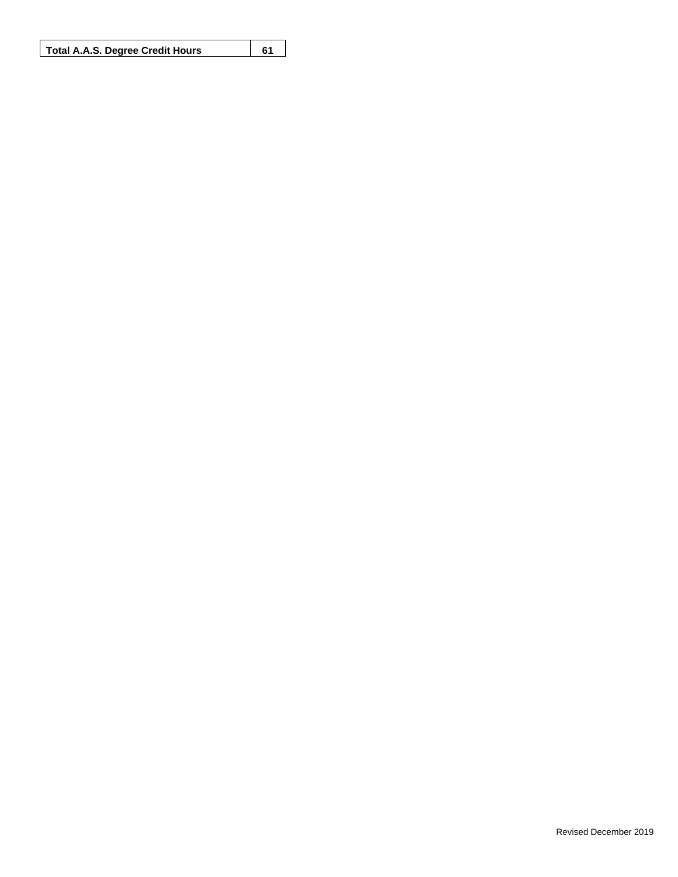| | |
|---|---|
| **Total A.A.S. Degree Credit Hours** | **61** |

Revised December 2019